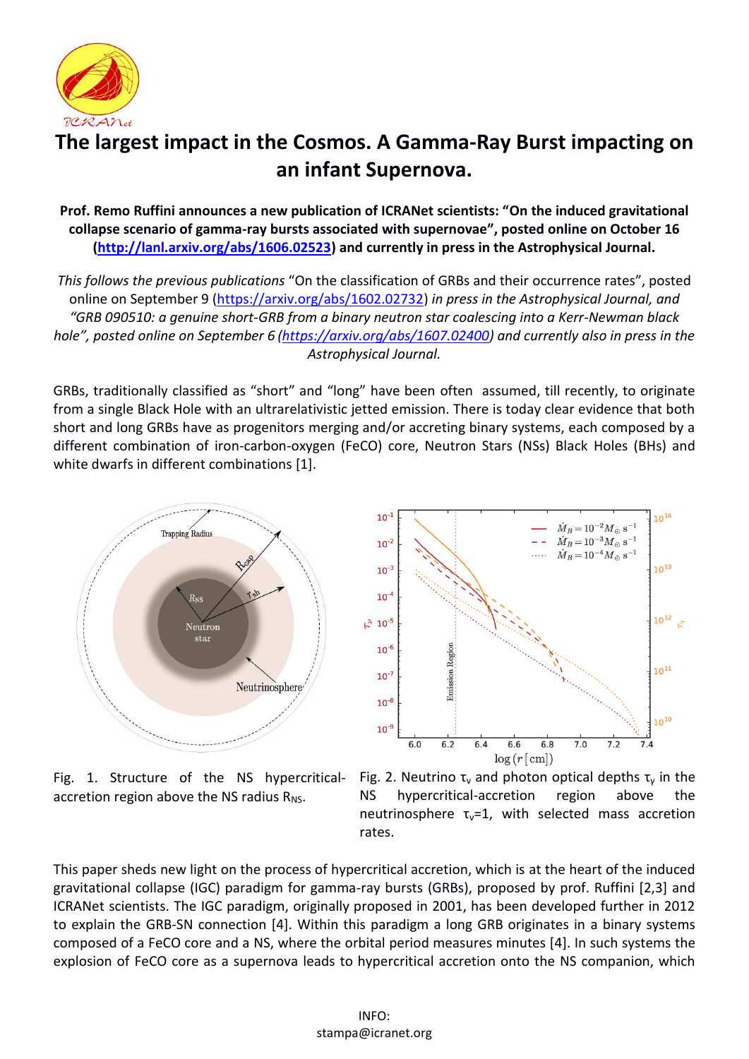# The largest impact in the Cosmos. A Gamma-Ray Burst impacting on an infant Supernova.

**Prof. Remo Ruffini announces a new publication of ICRANet scientists: "On the induced gravitational collapse scenario of gamma-ray bursts associated with supernovae", posted online on October 16 (http://lanl.arxiv.org/abs/1606.02523) and currently in press in the Astrophysical Journal.**

*This follows the previous publications* "On the classification of GRBs and their occurrence rates", posted online on September 9 (https://arxiv.org/abs/1602.02732) *in press in the Astrophysical Journal, and "GRB 090510: a genuine short-GRB from a binary neutron star coalescing into a Kerr-Newman black hole", posted online on September 6 (https://arxiv.org/abs/1607.02400) and currently also in press in the Astrophysical Journal.*

GRBs, traditionally classified as "short" and "long" have been often assumed, till recently, to originate from a single Black Hole with an ultrarelativistic jetted emission. There is today clear evidence that both short and long GRBs have as progenitors merging and/or accreting binary systems, each composed by a different combination of iron-carbon-oxygen (FeCO) core, Neutron Stars (NSs) Black Holes (BHs) and white dwarfs in different combinations [1].

Fig. 1. Structure of the NS hypercritical-accretion region above the NS radius $R_{NS}$.

Fig. 2. Neutrino $\tau_\nu$ and photon optical depths $\tau_\gamma$ in the NS hypercritical-accretion region above the neutrinosphere $\tau_\nu$=1, with selected mass accretion rates.

This paper sheds new light on the process of hypercritical accretion, which is at the heart of the induced gravitational collapse (IGC) paradigm for gamma-ray bursts (GRBs), proposed by prof. Ruffini [2,3] and ICRANet scientists. The IGC paradigm, originally proposed in 2001, has been developed further in 2012 to explain the GRB-SN connection [4]. Within this paradigm a long GRB originates in a binary systems composed of a FeCO core and a NS, where the orbital period measures minutes [4]. In such systems the explosion of FeCO core as a supernova leads to hypercritical accretion onto the NS companion, which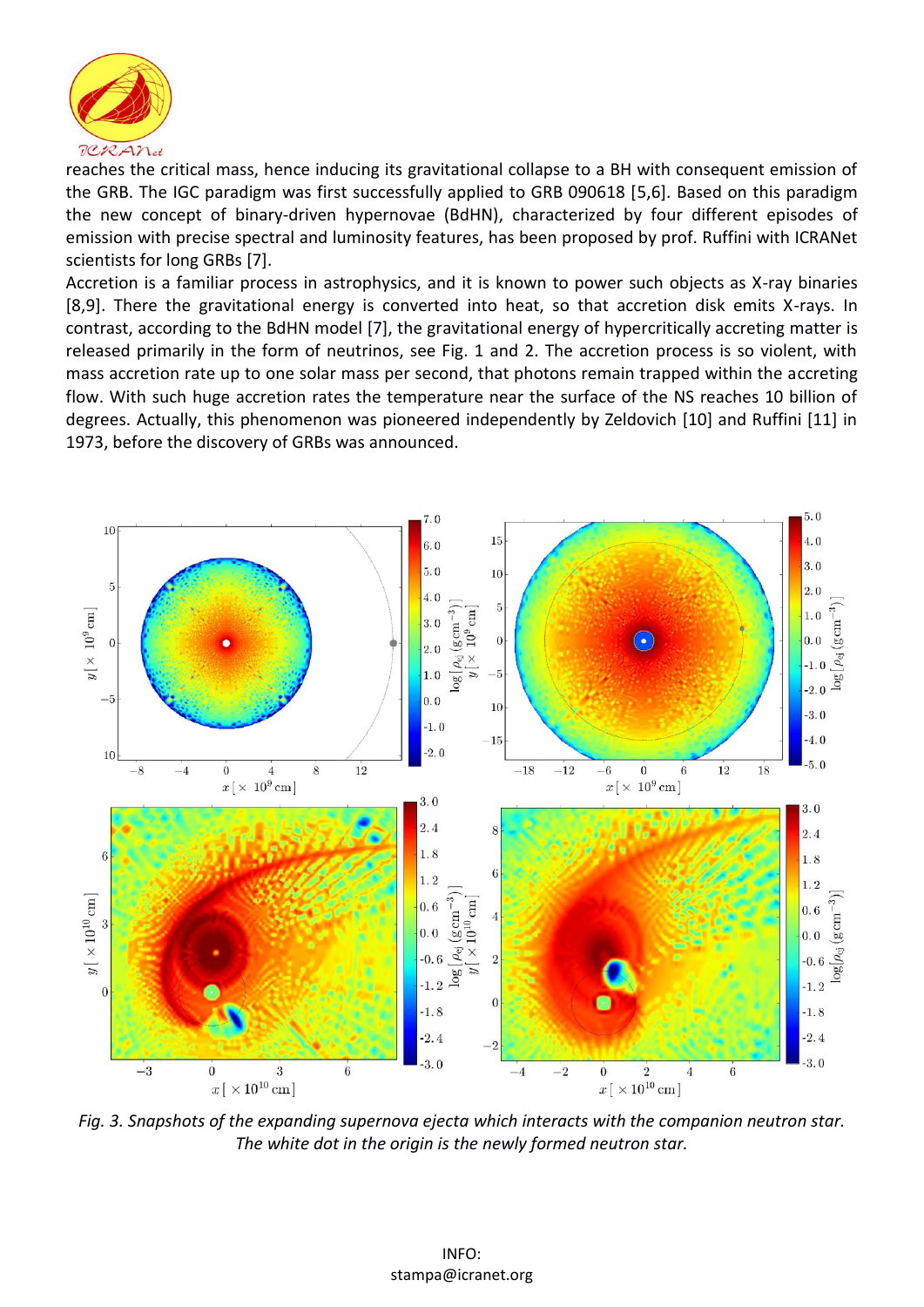reaches the critical mass, hence inducing its gravitational collapse to a BH with consequent emission of the GRB. The IGC paradigm was first successfully applied to GRB 090618 [5,6]. Based on this paradigm the new concept of binary-driven hypernovae (BdHN), characterized by four different episodes of emission with precise spectral and luminosity features, has been proposed by prof. Ruffini with ICRANet scientists for long GRBs [7].

Accretion is a familiar process in astrophysics, and it is known to power such objects as X-ray binaries [8,9]. There the gravitational energy is converted into heat, so that accretion disk emits X-rays. In contrast, according to the BdHN model [7], the gravitational energy of hypercritically accreting matter is released primarily in the form of neutrinos, see Fig. 1 and 2. The accretion process is so violent, with mass accretion rate up to one solar mass per second, that photons remain trapped within the accreting flow. With such huge accretion rates the temperature near the surface of the NS reaches 10 billion of degrees. Actually, this phenomenon was pioneered independently by Zeldovich [10] and Ruffini [11] in 1973, before the discovery of GRBs was announced.

*Fig. 3. Snapshots of the expanding supernova ejecta which interacts with the companion neutron star. The white dot in the origin is the newly formed neutron star.*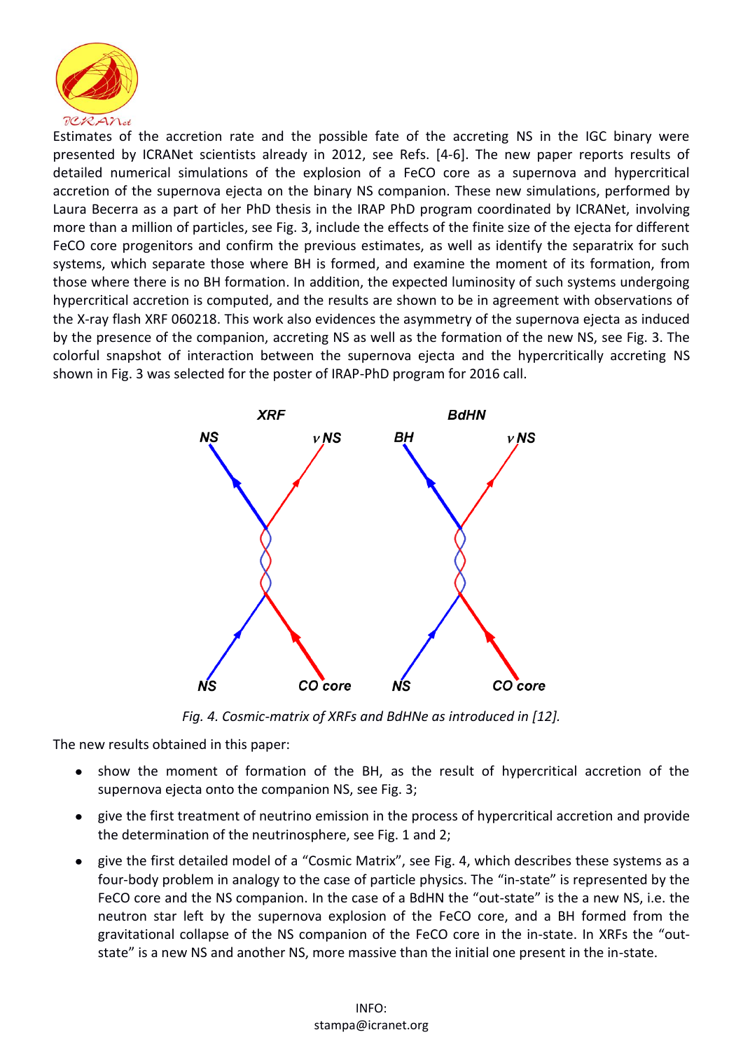Estimates of the accretion rate and the possible fate of the accreting NS in the IGC binary were presented by ICRANet scientists already in 2012, see Refs. [4-6]. The new paper reports results of detailed numerical simulations of the explosion of a FeCO core as a supernova and hypercritical accretion of the supernova ejecta on the binary NS companion. These new simulations, performed by Laura Becerra as a part of her PhD thesis in the IRAP PhD program coordinated by ICRANet, involving more than a million of particles, see Fig. 3, include the effects of the finite size of the ejecta for different FeCO core progenitors and confirm the previous estimates, as well as identify the separatrix for such systems, which separate those where BH is formed, and examine the moment of its formation, from those where there is no BH formation. In addition, the expected luminosity of such systems undergoing hypercritical accretion is computed, and the results are shown to be in agreement with observations of the X-ray flash XRF 060218. This work also evidences the asymmetry of the supernova ejecta as induced by the presence of the companion, accreting NS as well as the formation of the new NS, see Fig. 3. The colorful snapshot of interaction between the supernova ejecta and the hypercritically accreting NS shown in Fig. 3 was selected for the poster of IRAP-PhD program for 2016 call.

*Fig. 4. Cosmic-matrix of XRFs and BdHNe as introduced in [12].*

The new results obtained in this paper:

- show the moment of formation of the BH, as the result of hypercritical accretion of the supernova ejecta onto the companion NS, see Fig. 3;
- give the first treatment of neutrino emission in the process of hypercritical accretion and provide the determination of the neutrinosphere, see Fig. 1 and 2;
- give the first detailed model of a "Cosmic Matrix", see Fig. 4, which describes these systems as a four-body problem in analogy to the case of particle physics. The "in-state" is represented by the FeCO core and the NS companion. In the case of a BdHN the "out-state" is the a new NS, i.e. the neutron star left by the supernova explosion of the FeCO core, and a BH formed from the gravitational collapse of the NS companion of the FeCO core in the in-state. In XRFs the "out-state" is a new NS and another NS, more massive than the initial one present in the in-state.

INFO:
stampa@icranet.org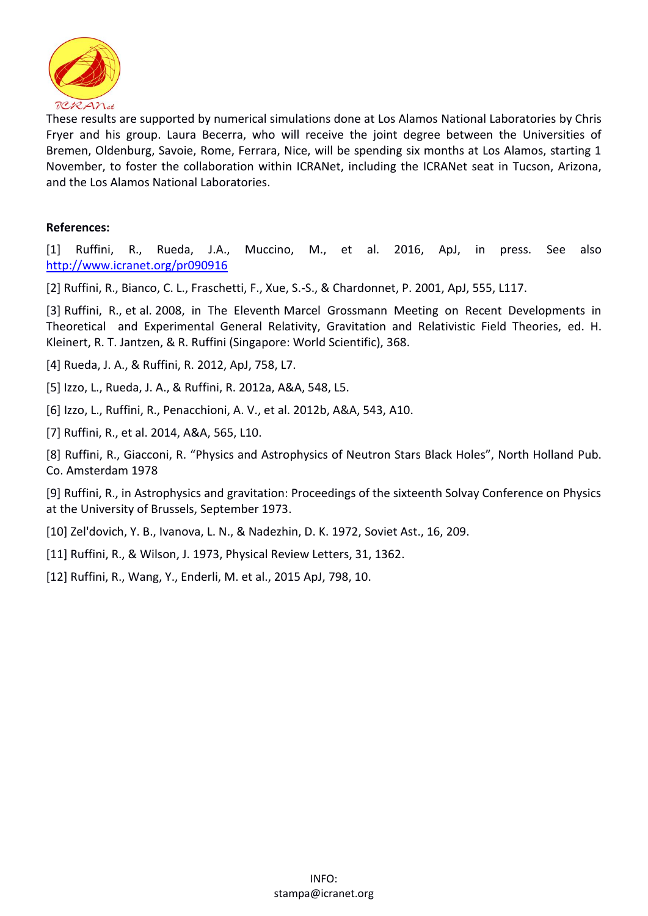These results are supported by numerical simulations done at Los Alamos National Laboratories by Chris Fryer and his group. Laura Becerra, who will receive the joint degree between the Universities of Bremen, Oldenburg, Savoie, Rome, Ferrara, Nice, will be spending six months at Los Alamos, starting 1 November, to foster the collaboration within ICRANet, including the ICRANet seat in Tucson, Arizona, and the Los Alamos National Laboratories.

**References:**

[1] Ruffini, R., Rueda, J.A., Muccino, M., et al. 2016, ApJ, in press. See also http://www.icranet.org/pr090916

[2] Ruffini, R., Bianco, C. L., Fraschetti, F., Xue, S.-S., & Chardonnet, P. 2001, ApJ, 555, L117.

[3] Ruffini, R., et al. 2008, in The Eleventh Marcel Grossmann Meeting on Recent Developments in Theoretical and Experimental General Relativity, Gravitation and Relativistic Field Theories, ed. H. Kleinert, R. T. Jantzen, & R. Ruffini (Singapore: World Scientific), 368.

[4] Rueda, J. A., & Ruffini, R. 2012, ApJ, 758, L7.

[5] Izzo, L., Rueda, J. A., & Ruffini, R. 2012a, A&A, 548, L5.

[6] Izzo, L., Ruffini, R., Penacchioni, A. V., et al. 2012b, A&A, 543, A10.

[7] Ruffini, R., et al. 2014, A&A, 565, L10.

[8] Ruffini, R., Giacconi, R. "Physics and Astrophysics of Neutron Stars Black Holes", North Holland Pub. Co. Amsterdam 1978

[9] Ruffini, R., in Astrophysics and gravitation: Proceedings of the sixteenth Solvay Conference on Physics at the University of Brussels, September 1973.

[10] Zel'dovich, Y. B., Ivanova, L. N., & Nadezhin, D. K. 1972, Soviet Ast., 16, 209.

[11] Ruffini, R., & Wilson, J. 1973, Physical Review Letters, 31, 1362.

[12] Ruffini, R., Wang, Y., Enderli, M. et al., 2015 ApJ, 798, 10.

INFO:
stampa@icranet.org